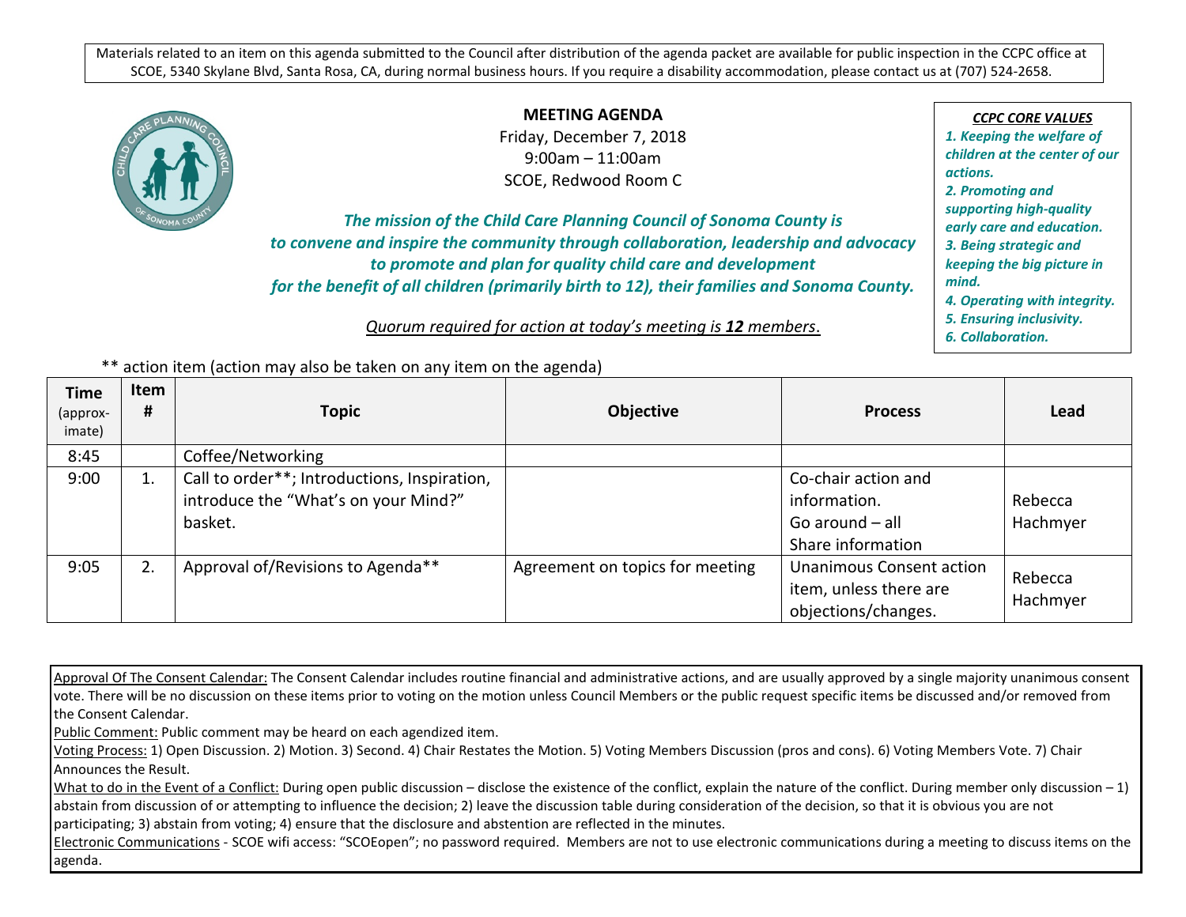Materials related to an item on this agenda submitted to the Council after distribution of the agenda packet are available for public inspection in the CCPC office at SCOE, 5340 Skylane Blvd, Santa Rosa, CA, during normal business hours. If you require a disability accommodation, please contact us at (707) 524-2658.

**MEETING AGENDA**
Friday, December 7, 2018
9:00am – 11:00am
SCOE, Redwood Room C

***The mission of the Child Care Planning Council of Sonoma County is to convene and inspire the community through collaboration, leadership and advocacy to promote and plan for quality child care and development for the benefit of all children (primarily birth to 12), their families and Sonoma County.***

*Quorum required for action at today's meeting is **12** members.*

***CCPC CORE VALUES***
***1. Keeping the welfare of children at the center of our actions.***
***2. Promoting and supporting high-quality early care and education.***
***3. Being strategic and keeping the big picture in mind.***
***4. Operating with integrity.***
***5. Ensuring inclusivity.***
***6. Collaboration.***

** action item (action may also be taken on any item on the agenda)

| Time (approx-imate) | Item # | Topic | Objective | Process | Lead |
|---|---|---|---|---|---|
| 8:45 | | Coffee/Networking | | | |
| 9:00 | 1. | Call to order**; Introductions, Inspiration, introduce the "What's on your Mind?" basket. | | Co-chair action and information. Go around – all Share information | Rebecca Hachmyer |
| 9:05 | 2. | Approval of/Revisions to Agenda** | Agreement on topics for meeting | Unanimous Consent action item, unless there are objections/changes. | Rebecca Hachmyer |

Approval Of The Consent Calendar: The Consent Calendar includes routine financial and administrative actions, and are usually approved by a single majority unanimous consent vote. There will be no discussion on these items prior to voting on the motion unless Council Members or the public request specific items be discussed and/or removed from the Consent Calendar.
Public Comment: Public comment may be heard on each agendized item.
Voting Process: 1) Open Discussion. 2) Motion. 3) Second. 4) Chair Restates the Motion. 5) Voting Members Discussion (pros and cons). 6) Voting Members Vote. 7) Chair Announces the Result.
What to do in the Event of a Conflict: During open public discussion – disclose the existence of the conflict, explain the nature of the conflict. During member only discussion – 1) abstain from discussion of or attempting to influence the decision; 2) leave the discussion table during consideration of the decision, so that it is obvious you are not participating; 3) abstain from voting; 4) ensure that the disclosure and abstention are reflected in the minutes.
Electronic Communications - SCOE wifi access: "SCOEopen"; no password required. Members are not to use electronic communications during a meeting to discuss items on the agenda.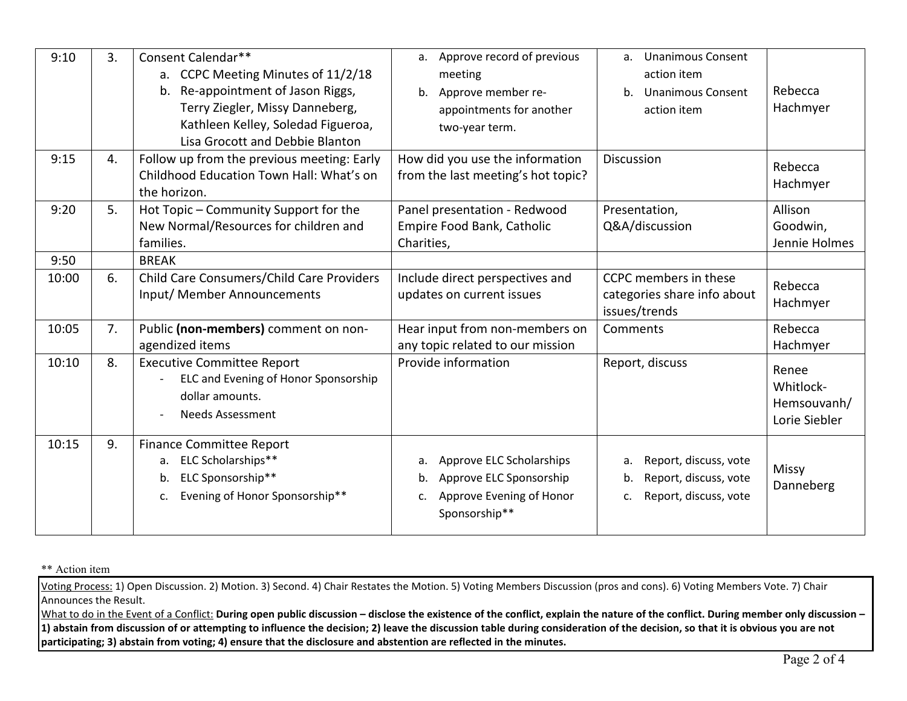| | | | | | |
|---|---|---|---|---|---|
| 9:10 | 3. | Consent Calendar**<br>a. CCPC Meeting Minutes of 11/2/18<br>b. Re-appointment of Jason Riggs, Terry Ziegler, Missy Danneberg, Kathleen Kelley, Soledad Figueroa, Lisa Grocott and Debbie Blanton | a. Approve record of previous meeting<br>b. Approve member re-appointments for another two-year term. | a. Unanimous Consent action item<br>b. Unanimous Consent action item | Rebecca Hachmyer |
| 9:15 | 4. | Follow up from the previous meeting: Early Childhood Education Town Hall: What's on the horizon. | How did you use the information from the last meeting's hot topic? | Discussion | Rebecca Hachmyer |
| 9:20 | 5. | Hot Topic – Community Support for the New Normal/Resources for children and families. | Panel presentation - Redwood Empire Food Bank, Catholic Charities, | Presentation, Q&A/discussion | Allison Goodwin, Jennie Holmes |
| 9:50 | | BREAK | | | |
| 10:00 | 6. | Child Care Consumers/Child Care Providers Input/ Member Announcements | Include direct perspectives and updates on current issues | CCPC members in these categories share info about issues/trends | Rebecca Hachmyer |
| 10:05 | 7. | Public **(non-members)** comment on non-agendized items | Hear input from non-members on any topic related to our mission | Comments | Rebecca Hachmyer |
| 10:10 | 8. | Executive Committee Report<br>- ELC and Evening of Honor Sponsorship dollar amounts.<br>- Needs Assessment | Provide information | Report, discuss | Renee Whitlock-Hemsouvanh/ Lorie Siebler |
| 10:15 | 9. | Finance Committee Report<br>a. ELC Scholarships**<br>b. ELC Sponsorship**<br>c. Evening of Honor Sponsorship** | a. Approve ELC Scholarships<br>b. Approve ELC Sponsorship<br>c. Approve Evening of Honor Sponsorship** | a. Report, discuss, vote<br>b. Report, discuss, vote<br>c. Report, discuss, vote | Missy Danneberg |

** Action item

Voting Process: 1) Open Discussion. 2) Motion. 3) Second. 4) Chair Restates the Motion. 5) Voting Members Discussion (pros and cons). 6) Voting Members Vote. 7) Chair Announces the Result.

What to do in the Event of a Conflict: **During open public discussion – disclose the existence of the conflict, explain the nature of the conflict. During member only discussion – 1) abstain from discussion of or attempting to influence the decision; 2) leave the discussion table during consideration of the decision, so that it is obvious you are not participating; 3) abstain from voting; 4) ensure that the disclosure and abstention are reflected in the minutes.**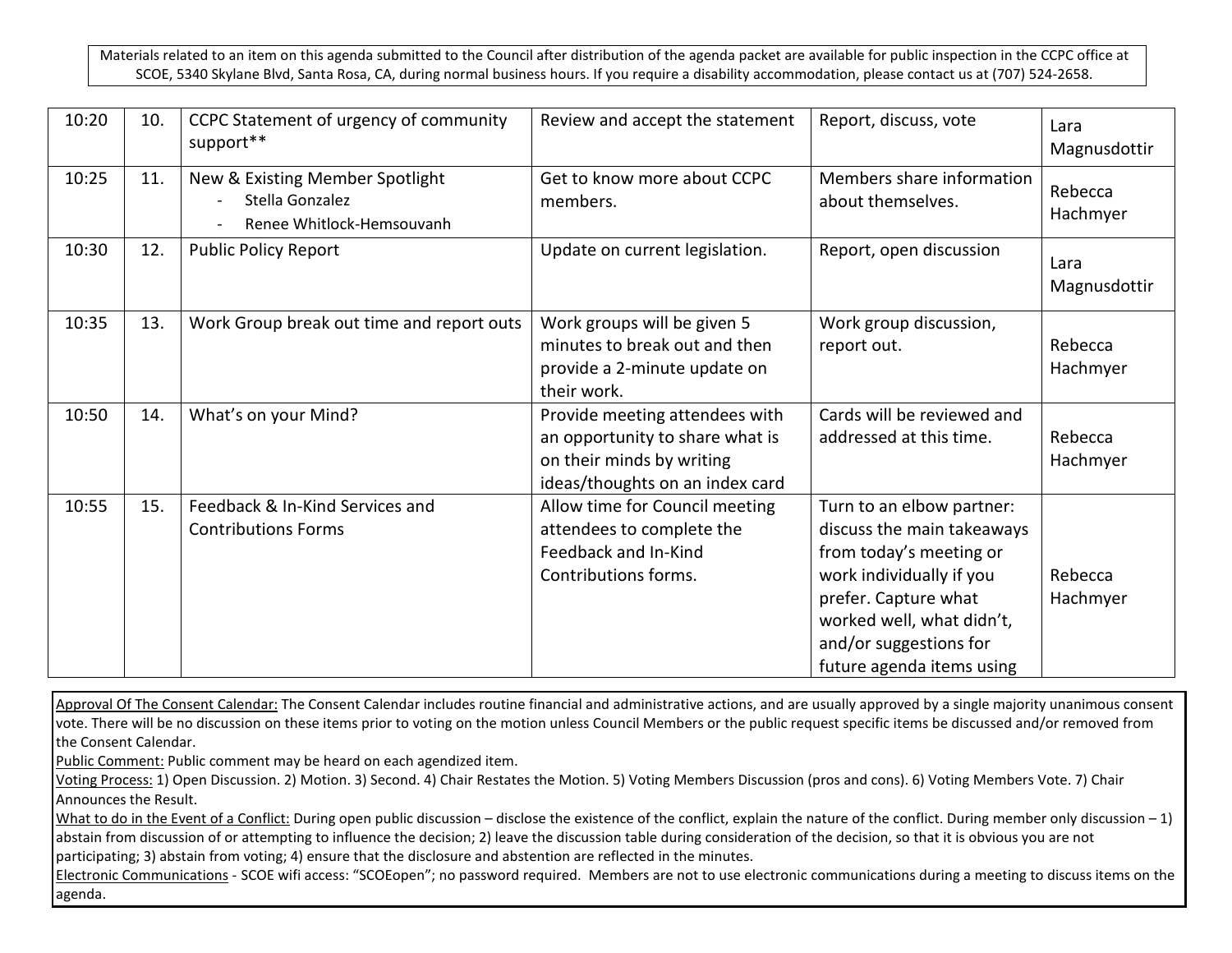Materials related to an item on this agenda submitted to the Council after distribution of the agenda packet are available for public inspection in the CCPC office at SCOE, 5340 Skylane Blvd, Santa Rosa, CA, during normal business hours. If you require a disability accommodation, please contact us at (707) 524-2658.

| | | | | | |
|---|---|---|---|---|---|
| 10:20 | 10. | CCPC Statement of urgency of community support** | Review and accept the statement | Report, discuss, vote | Lara Magnusdottir |
| 10:25 | 11. | New & Existing Member Spotlight<br>- Stella Gonzalez<br>- Renee Whitlock-Hemsouvanh | Get to know more about CCPC members. | Members share information about themselves. | Rebecca Hachmyer |
| 10:30 | 12. | Public Policy Report | Update on current legislation. | Report, open discussion | Lara Magnusdottir |
| 10:35 | 13. | Work Group break out time and report outs | Work groups will be given 5 minutes to break out and then provide a 2-minute update on their work. | Work group discussion, report out. | Rebecca Hachmyer |
| 10:50 | 14. | What's on your Mind? | Provide meeting attendees with an opportunity to share what is on their minds by writing ideas/thoughts on an index card | Cards will be reviewed and addressed at this time. | Rebecca Hachmyer |
| 10:55 | 15. | Feedback & In-Kind Services and Contributions Forms | Allow time for Council meeting attendees to complete the Feedback and In-Kind Contributions forms. | Turn to an elbow partner: discuss the main takeaways from today's meeting or work individually if you prefer. Capture what worked well, what didn't, and/or suggestions for future agenda items using | Rebecca Hachmyer |

Approval Of The Consent Calendar: The Consent Calendar includes routine financial and administrative actions, and are usually approved by a single majority unanimous consent vote. There will be no discussion on these items prior to voting on the motion unless Council Members or the public request specific items be discussed and/or removed from the Consent Calendar.

Public Comment: Public comment may be heard on each agendized item.

Voting Process: 1) Open Discussion. 2) Motion. 3) Second. 4) Chair Restates the Motion. 5) Voting Members Discussion (pros and cons). 6) Voting Members Vote. 7) Chair Announces the Result.

What to do in the Event of a Conflict: During open public discussion – disclose the existence of the conflict, explain the nature of the conflict. During member only discussion – 1) abstain from discussion of or attempting to influence the decision; 2) leave the discussion table during consideration of the decision, so that it is obvious you are not participating; 3) abstain from voting; 4) ensure that the disclosure and abstention are reflected in the minutes.

Electronic Communications - SCOE wifi access: "SCOEopen"; no password required. Members are not to use electronic communications during a meeting to discuss items on the agenda.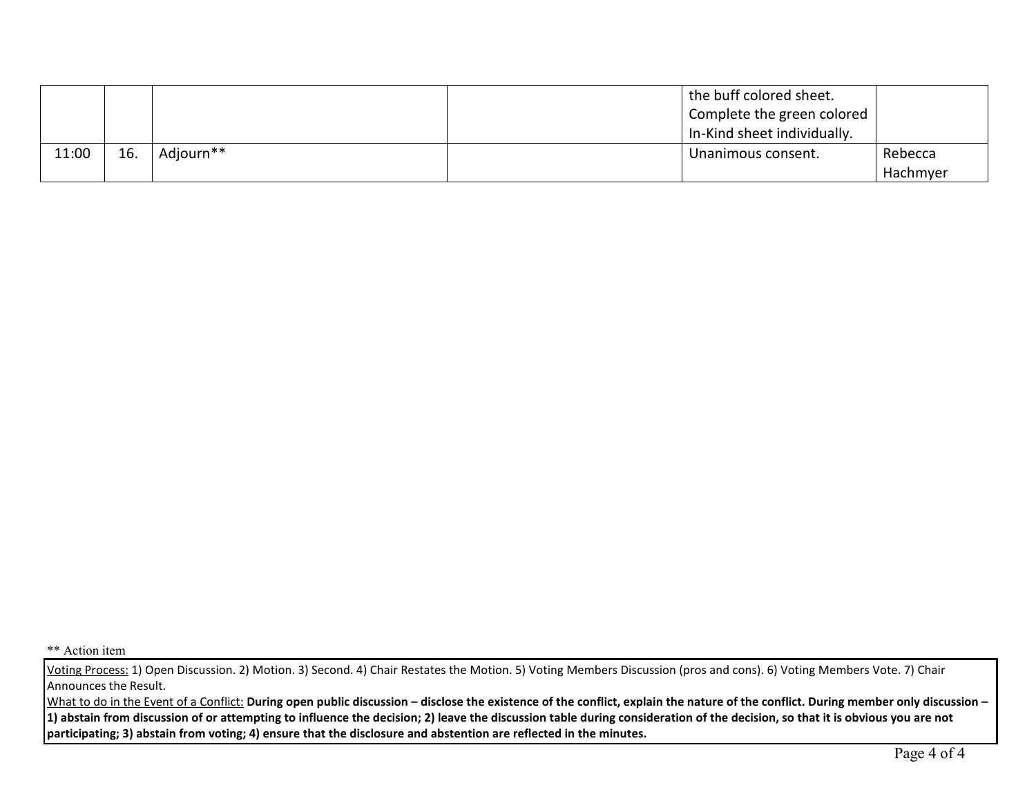| | | | | | |
|---|---|---|---|---|---|
| | | | | the buff colored sheet. Complete the green colored In-Kind sheet individually. | |
| 11:00 | 16. | Adjourn** | | Unanimous consent. | Rebecca Hachmyer |

** Action item

Voting Process: 1) Open Discussion. 2) Motion. 3) Second. 4) Chair Restates the Motion. 5) Voting Members Discussion (pros and cons). 6) Voting Members Vote. 7) Chair Announces the Result.
What to do in the Event of a Conflict: **During open public discussion – disclose the existence of the conflict, explain the nature of the conflict. During member only discussion – 1) abstain from discussion of or attempting to influence the decision; 2) leave the discussion table during consideration of the decision, so that it is obvious you are not participating; 3) abstain from voting; 4) ensure that the disclosure and abstention are reflected in the minutes.**